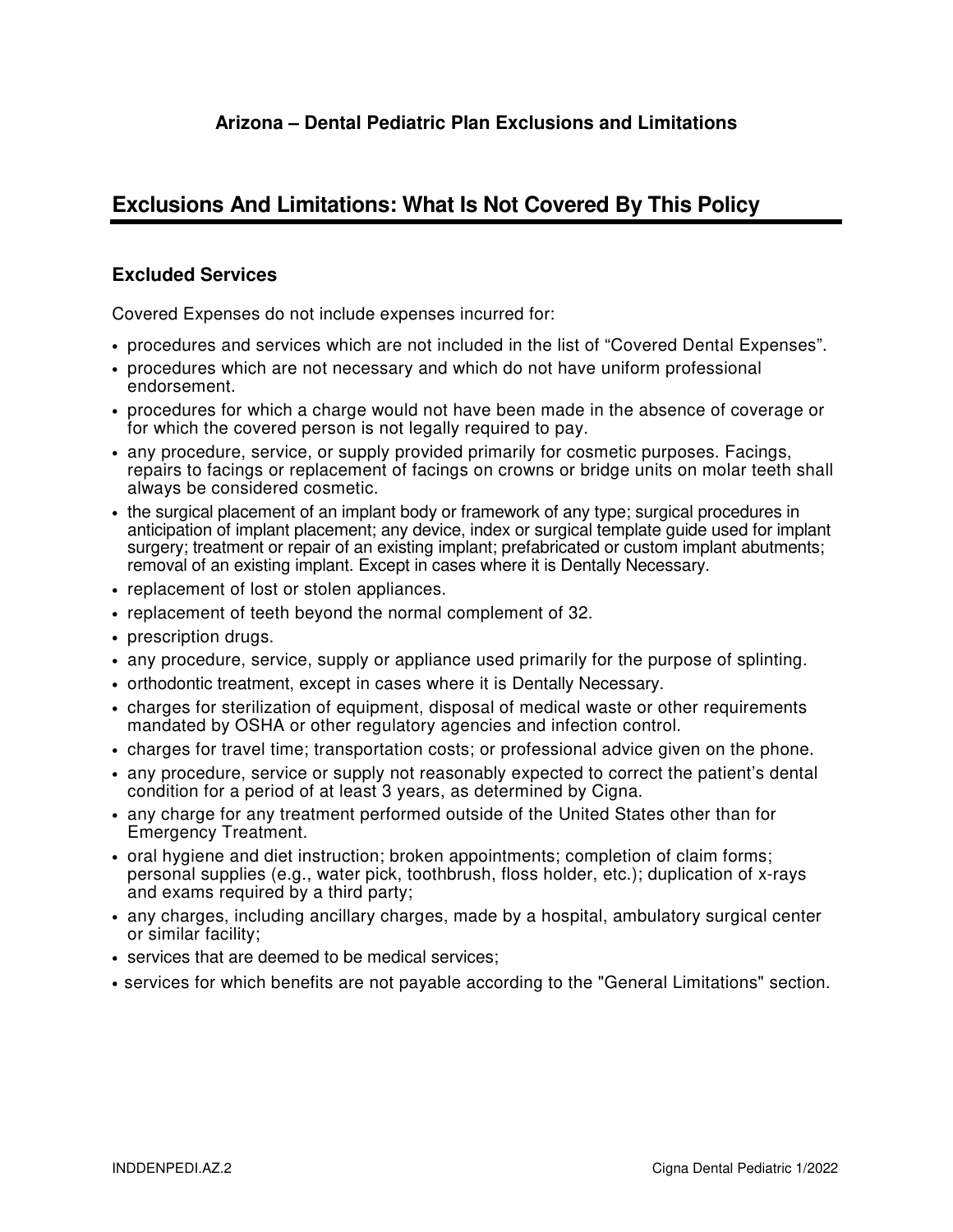**Arizona – Dental Pediatric Plan Exclusions and Limitations**

## Exclusions And Limitations: What Is Not Covered By This Policy

### Excluded Services

Covered Expenses do not include expenses incurred for:

- procedures and services which are not included in the list of "Covered Dental Expenses".
- procedures which are not necessary and which do not have uniform professional endorsement.
- procedures for which a charge would not have been made in the absence of coverage or for which the covered person is not legally required to pay.
- any procedure, service, or supply provided primarily for cosmetic purposes. Facings, repairs to facings or replacement of facings on crowns or bridge units on molar teeth shall always be considered cosmetic.
- the surgical placement of an implant body or framework of any type; surgical procedures in anticipation of implant placement; any device, index or surgical template guide used for implant surgery; treatment or repair of an existing implant; prefabricated or custom implant abutments; removal of an existing implant. Except in cases where it is Dentally Necessary.
- replacement of lost or stolen appliances.
- replacement of teeth beyond the normal complement of 32.
- prescription drugs.
- any procedure, service, supply or appliance used primarily for the purpose of splinting.
- orthodontic treatment, except in cases where it is Dentally Necessary.
- charges for sterilization of equipment, disposal of medical waste or other requirements mandated by OSHA or other regulatory agencies and infection control.
- charges for travel time; transportation costs; or professional advice given on the phone.
- any procedure, service or supply not reasonably expected to correct the patient's dental condition for a period of at least 3 years, as determined by Cigna.
- any charge for any treatment performed outside of the United States other than for Emergency Treatment.
- oral hygiene and diet instruction; broken appointments; completion of claim forms; personal supplies (e.g., water pick, toothbrush, floss holder, etc.); duplication of x-rays and exams required by a third party;
- any charges, including ancillary charges, made by a hospital, ambulatory surgical center or similar facility;
- services that are deemed to be medical services;
- services for which benefits are not payable according to the "General Limitations" section.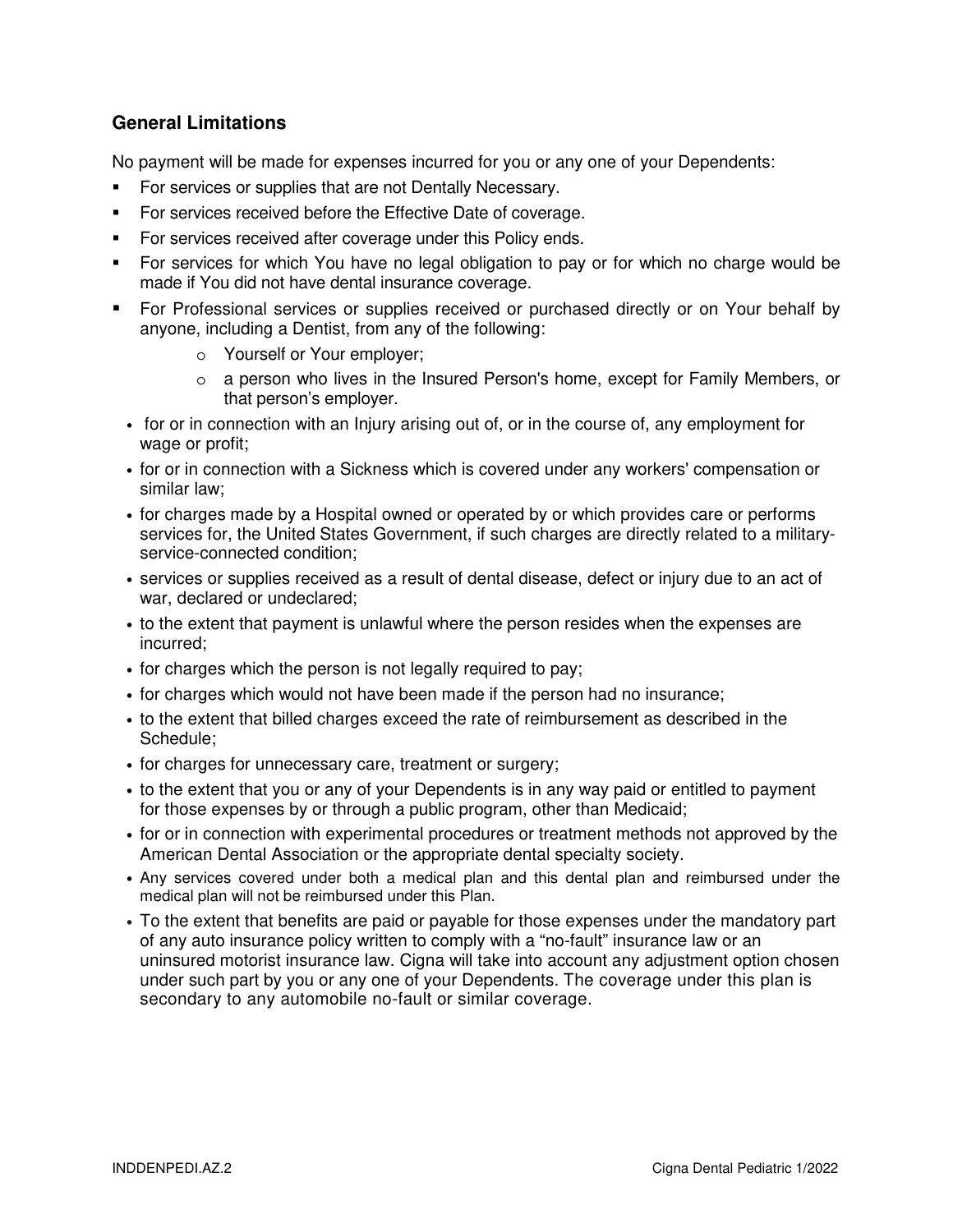## General Limitations

No payment will be made for expenses incurred for you or any one of your Dependents:

- For services or supplies that are not Dentally Necessary.
- For services received before the Effective Date of coverage.
- For services received after coverage under this Policy ends.
- For services for which You have no legal obligation to pay or for which no charge would be made if You did not have dental insurance coverage.
- For Professional services or supplies received or purchased directly or on Your behalf by anyone, including a Dentist, from any of the following:
  - Yourself or Your employer;
  - a person who lives in the Insured Person's home, except for Family Members, or that person's employer.
- for or in connection with an Injury arising out of, or in the course of, any employment for wage or profit;
- for or in connection with a Sickness which is covered under any workers' compensation or similar law;
- for charges made by a Hospital owned or operated by or which provides care or performs services for, the United States Government, if such charges are directly related to a military-service-connected condition;
- services or supplies received as a result of dental disease, defect or injury due to an act of war, declared or undeclared;
- to the extent that payment is unlawful where the person resides when the expenses are incurred;
- for charges which the person is not legally required to pay;
- for charges which would not have been made if the person had no insurance;
- to the extent that billed charges exceed the rate of reimbursement as described in the Schedule;
- for charges for unnecessary care, treatment or surgery;
- to the extent that you or any of your Dependents is in any way paid or entitled to payment for those expenses by or through a public program, other than Medicaid;
- for or in connection with experimental procedures or treatment methods not approved by the American Dental Association or the appropriate dental specialty society.
- Any services covered under both a medical plan and this dental plan and reimbursed under the medical plan will not be reimbursed under this Plan.
- To the extent that benefits are paid or payable for those expenses under the mandatory part of any auto insurance policy written to comply with a "no-fault" insurance law or an uninsured motorist insurance law. Cigna will take into account any adjustment option chosen under such part by you or any one of your Dependents. The coverage under this plan is secondary to any automobile no-fault or similar coverage.